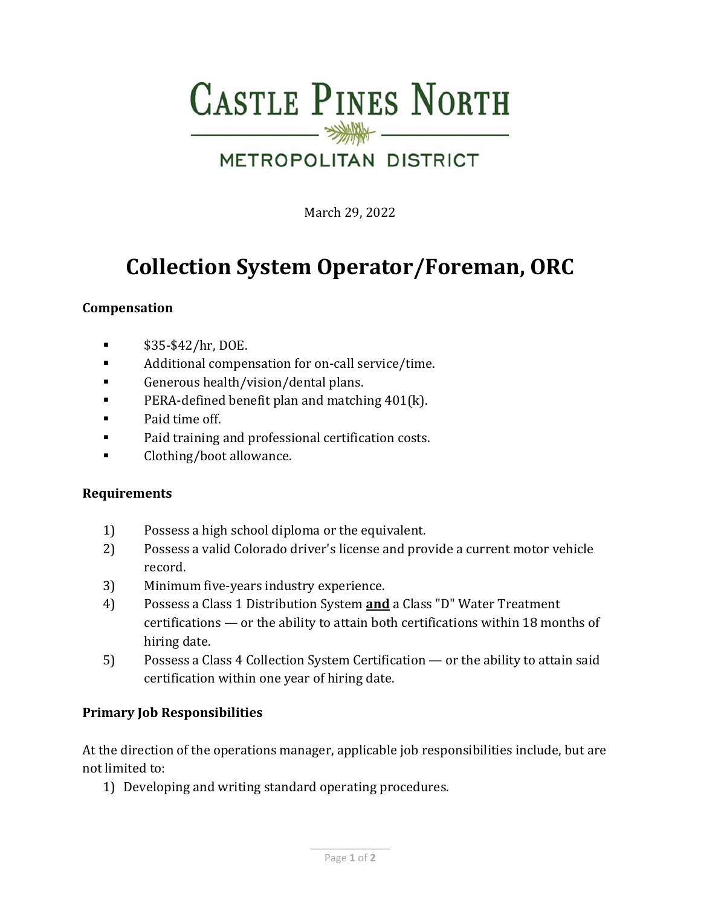# Castle Pines North Metropolitan District

March 29, 2022

# Collection System Operator/Foreman, ORC

**Compensation**

- $35-$42/hr, DOE.
- Additional compensation for on-call service/time.
- Generous health/vision/dental plans.
- PERA-defined benefit plan and matching 401(k).
- Paid time off.
- Paid training and professional certification costs.
- Clothing/boot allowance.

**Requirements**

1) Possess a high school diploma or the equivalent.
2) Possess a valid Colorado driver's license and provide a current motor vehicle record.
3) Minimum five-years industry experience.
4) Possess a Class 1 Distribution System **<u>and</u>** a Class "D" Water Treatment certifications — or the ability to attain both certifications within 18 months of hiring date.
5) Possess a Class 4 Collection System Certification — or the ability to attain said certification within one year of hiring date.

**Primary Job Responsibilities**

At the direction of the operations manager, applicable job responsibilities include, but are not limited to:

1) Developing and writing standard operating procedures.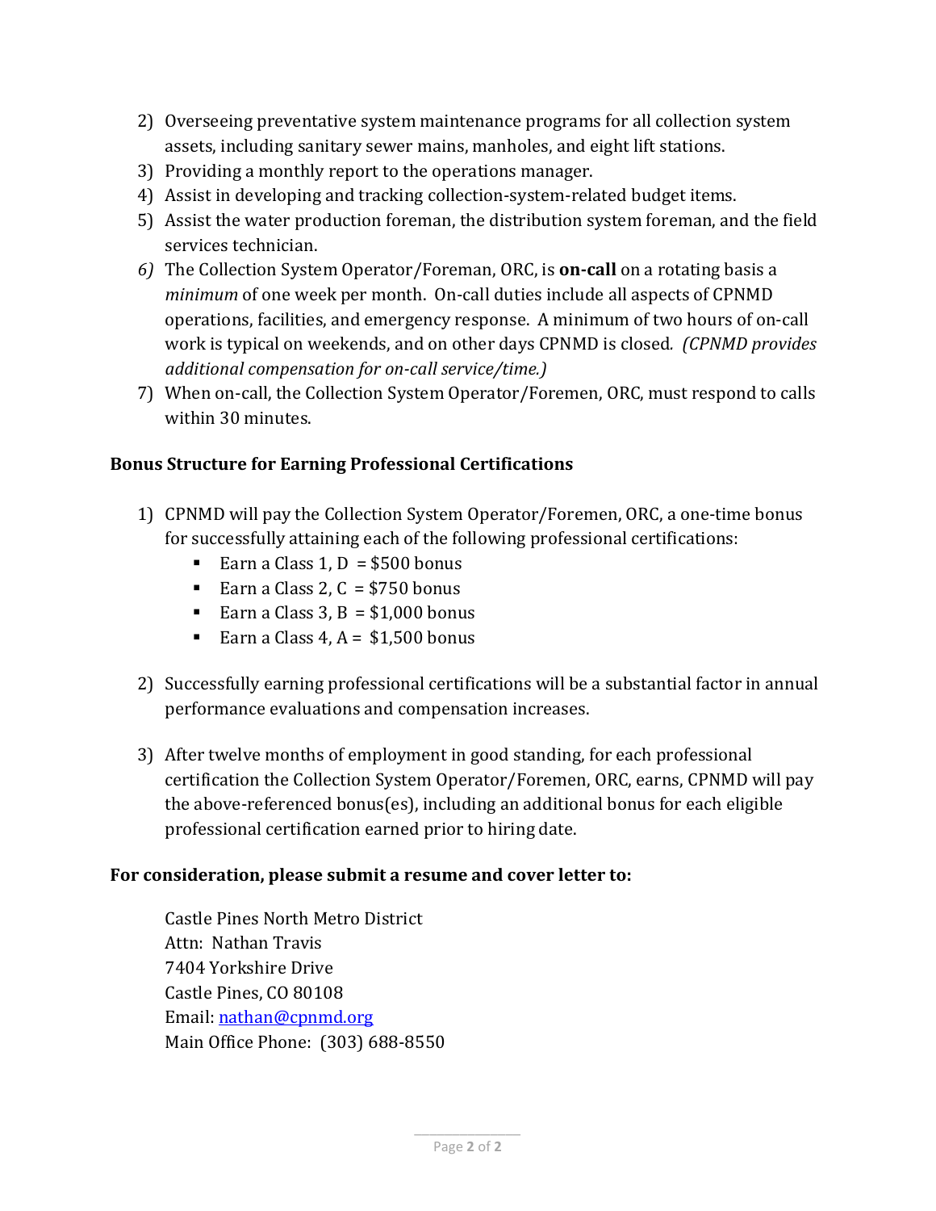2) Overseeing preventative system maintenance programs for all collection system assets, including sanitary sewer mains, manholes, and eight lift stations.
3) Providing a monthly report to the operations manager.
4) Assist in developing and tracking collection-system-related budget items.
5) Assist the water production foreman, the distribution system foreman, and the field services technician.
6) The Collection System Operator/Foreman, ORC, is **on-call** on a rotating basis a *minimum* of one week per month. On-call duties include all aspects of CPNMD operations, facilities, and emergency response. A minimum of two hours of on-call work is typical on weekends, and on other days CPNMD is closed. *(CPNMD provides additional compensation for on-call service/time.)*
7) When on-call, the Collection System Operator/Foremen, ORC, must respond to calls within 30 minutes.

### Bonus Structure for Earning Professional Certifications

1) CPNMD will pay the Collection System Operator/Foremen, ORC, a one-time bonus for successfully attaining each of the following professional certifications:
   - Earn a Class 1, D = $500 bonus
   - Earn a Class 2, C = $750 bonus
   - Earn a Class 3, B = $1,000 bonus
   - Earn a Class 4, A = $1,500 bonus

2) Successfully earning professional certifications will be a substantial factor in annual performance evaluations and compensation increases.

3) After twelve months of employment in good standing, for each professional certification the Collection System Operator/Foremen, ORC, earns, CPNMD will pay the above-referenced bonus(es), including an additional bonus for each eligible professional certification earned prior to hiring date.

### For consideration, please submit a resume and cover letter to:

Castle Pines North Metro District
Attn: Nathan Travis
7404 Yorkshire Drive
Castle Pines, CO 80108
Email: nathan@cpnmd.org
Main Office Phone: (303) 688-8550